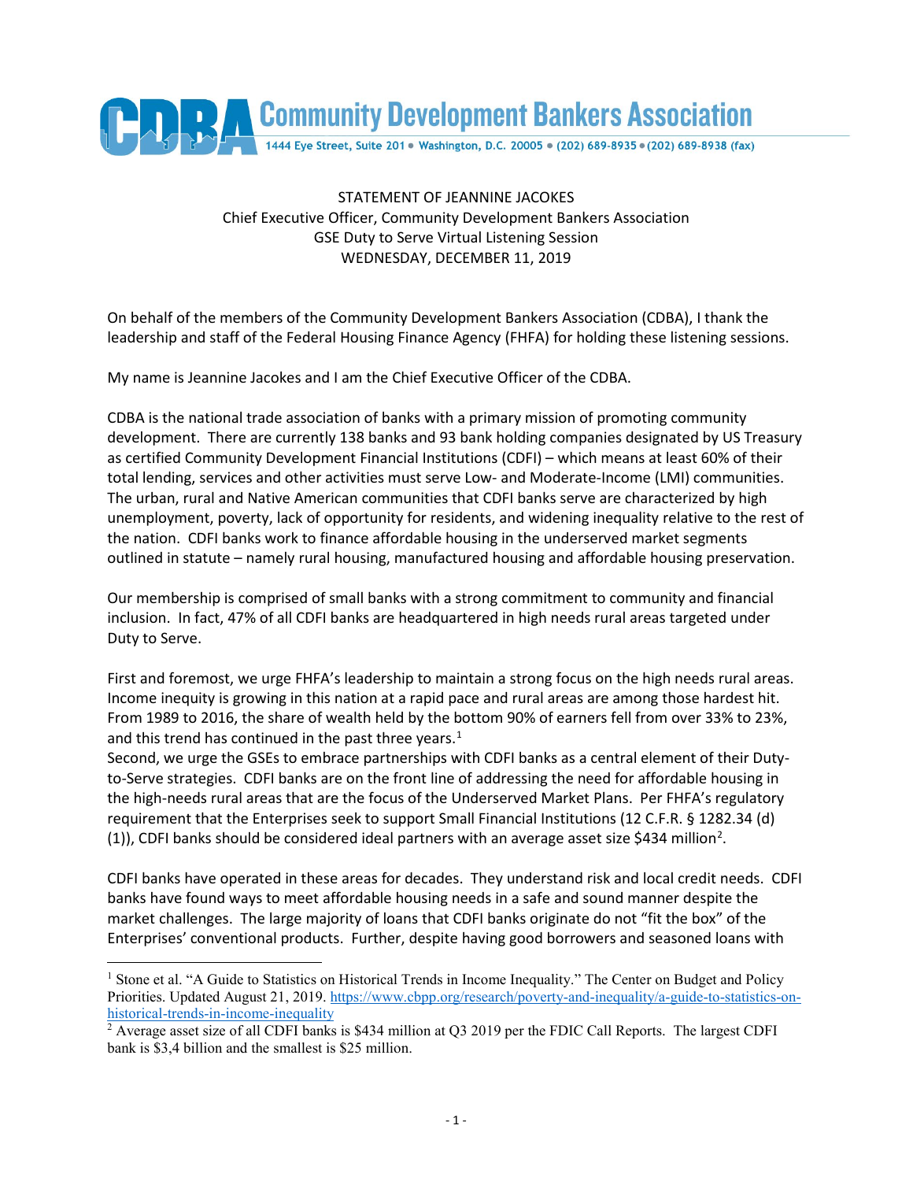**Community Development Bankers Association**

1444 Eye Street, Suite 201 • Washington, D.C. 20005 • (202) 689-8935 • (202) 689-8938 (fax)

STATEMENT OF JEANNINE JACOKES
Chief Executive Officer, Community Development Bankers Association
GSE Duty to Serve Virtual Listening Session
WEDNESDAY, DECEMBER 11, 2019

On behalf of the members of the Community Development Bankers Association (CDBA), I thank the leadership and staff of the Federal Housing Finance Agency (FHFA) for holding these listening sessions.

My name is Jeannine Jacokes and I am the Chief Executive Officer of the CDBA.

CDBA is the national trade association of banks with a primary mission of promoting community development. There are currently 138 banks and 93 bank holding companies designated by US Treasury as certified Community Development Financial Institutions (CDFI) – which means at least 60% of their total lending, services and other activities must serve Low- and Moderate-Income (LMI) communities. The urban, rural and Native American communities that CDFI banks serve are characterized by high unemployment, poverty, lack of opportunity for residents, and widening inequality relative to the rest of the nation. CDFI banks work to finance affordable housing in the underserved market segments outlined in statute – namely rural housing, manufactured housing and affordable housing preservation.

Our membership is comprised of small banks with a strong commitment to community and financial inclusion. In fact, 47% of all CDFI banks are headquartered in high needs rural areas targeted under Duty to Serve.

First and foremost, we urge FHFA's leadership to maintain a strong focus on the high needs rural areas. Income inequity is growing in this nation at a rapid pace and rural areas are among those hardest hit. From 1989 to 2016, the share of wealth held by the bottom 90% of earners fell from over 33% to 23%, and this trend has continued in the past three years.[1]
Second, we urge the GSEs to embrace partnerships with CDFI banks as a central element of their Duty-to-Serve strategies. CDFI banks are on the front line of addressing the need for affordable housing in the high-needs rural areas that are the focus of the Underserved Market Plans. Per FHFA's regulatory requirement that the Enterprises seek to support Small Financial Institutions (12 C.F.R. § 1282.34 (d) (1)), CDFI banks should be considered ideal partners with an average asset size $434 million[2].

CDFI banks have operated in these areas for decades. They understand risk and local credit needs. CDFI banks have found ways to meet affordable housing needs in a safe and sound manner despite the market challenges. The large majority of loans that CDFI banks originate do not "fit the box" of the Enterprises' conventional products. Further, despite having good borrowers and seasoned loans with

---

[1] Stone et al. "A Guide to Statistics on Historical Trends in Income Inequality." The Center on Budget and Policy Priorities. Updated August 21, 2019. https://www.cbpp.org/research/poverty-and-inequality/a-guide-to-statistics-on-historical-trends-in-income-inequality

[2] Average asset size of all CDFI banks is $434 million at Q3 2019 per the FDIC Call Reports. The largest CDFI bank is $3,4 billion and the smallest is $25 million.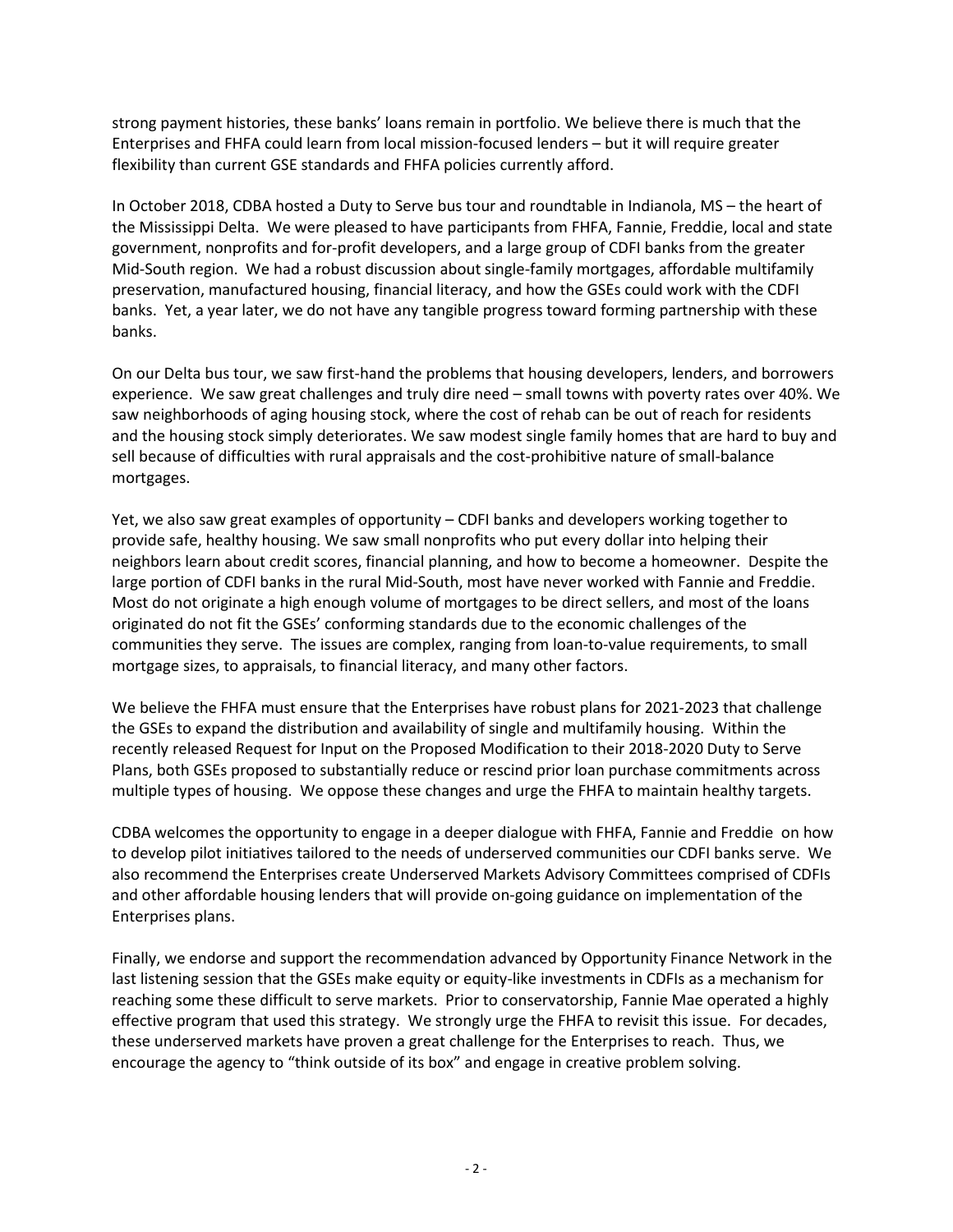strong payment histories, these banks' loans remain in portfolio. We believe there is much that the Enterprises and FHFA could learn from local mission-focused lenders – but it will require greater flexibility than current GSE standards and FHFA policies currently afford.

In October 2018, CDBA hosted a Duty to Serve bus tour and roundtable in Indianola, MS – the heart of the Mississippi Delta. We were pleased to have participants from FHFA, Fannie, Freddie, local and state government, nonprofits and for-profit developers, and a large group of CDFI banks from the greater Mid-South region. We had a robust discussion about single-family mortgages, affordable multifamily preservation, manufactured housing, financial literacy, and how the GSEs could work with the CDFI banks. Yet, a year later, we do not have any tangible progress toward forming partnership with these banks.

On our Delta bus tour, we saw first-hand the problems that housing developers, lenders, and borrowers experience. We saw great challenges and truly dire need – small towns with poverty rates over 40%. We saw neighborhoods of aging housing stock, where the cost of rehab can be out of reach for residents and the housing stock simply deteriorates. We saw modest single family homes that are hard to buy and sell because of difficulties with rural appraisals and the cost-prohibitive nature of small-balance mortgages.

Yet, we also saw great examples of opportunity – CDFI banks and developers working together to provide safe, healthy housing. We saw small nonprofits who put every dollar into helping their neighbors learn about credit scores, financial planning, and how to become a homeowner. Despite the large portion of CDFI banks in the rural Mid-South, most have never worked with Fannie and Freddie. Most do not originate a high enough volume of mortgages to be direct sellers, and most of the loans originated do not fit the GSEs' conforming standards due to the economic challenges of the communities they serve. The issues are complex, ranging from loan-to-value requirements, to small mortgage sizes, to appraisals, to financial literacy, and many other factors.

We believe the FHFA must ensure that the Enterprises have robust plans for 2021-2023 that challenge the GSEs to expand the distribution and availability of single and multifamily housing. Within the recently released Request for Input on the Proposed Modification to their 2018-2020 Duty to Serve Plans, both GSEs proposed to substantially reduce or rescind prior loan purchase commitments across multiple types of housing. We oppose these changes and urge the FHFA to maintain healthy targets.

CDBA welcomes the opportunity to engage in a deeper dialogue with FHFA, Fannie and Freddie on how to develop pilot initiatives tailored to the needs of underserved communities our CDFI banks serve. We also recommend the Enterprises create Underserved Markets Advisory Committees comprised of CDFIs and other affordable housing lenders that will provide on-going guidance on implementation of the Enterprises plans.

Finally, we endorse and support the recommendation advanced by Opportunity Finance Network in the last listening session that the GSEs make equity or equity-like investments in CDFIs as a mechanism for reaching some these difficult to serve markets. Prior to conservatorship, Fannie Mae operated a highly effective program that used this strategy. We strongly urge the FHFA to revisit this issue. For decades, these underserved markets have proven a great challenge for the Enterprises to reach. Thus, we encourage the agency to "think outside of its box" and engage in creative problem solving.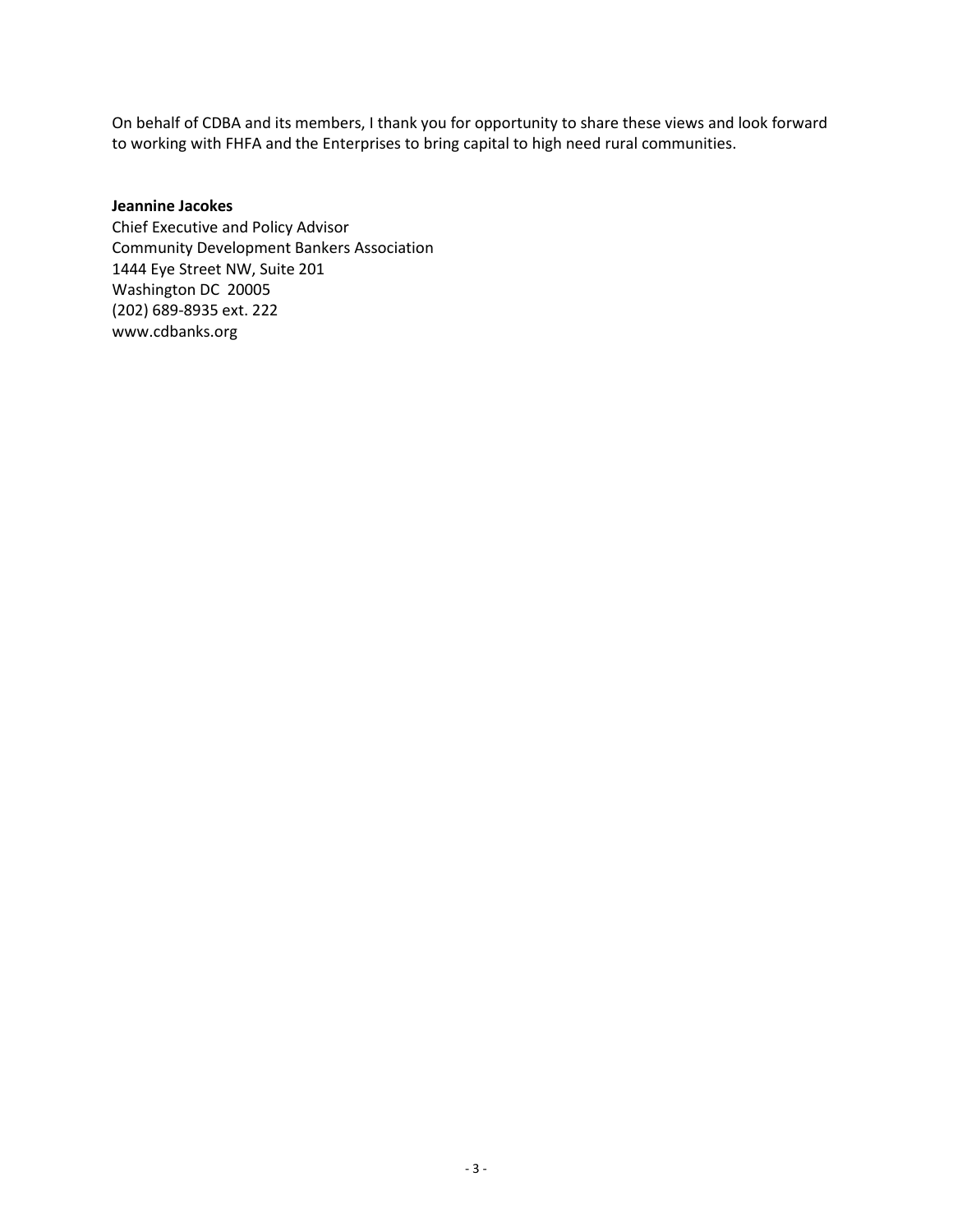On behalf of CDBA and its members, I thank you for opportunity to share these views and look forward to working with FHFA and the Enterprises to bring capital to high need rural communities.

**Jeannine Jacokes**
Chief Executive and Policy Advisor
Community Development Bankers Association
1444 Eye Street NW, Suite 201
Washington DC 20005
(202) 689-8935 ext. 222
www.cdbanks.org